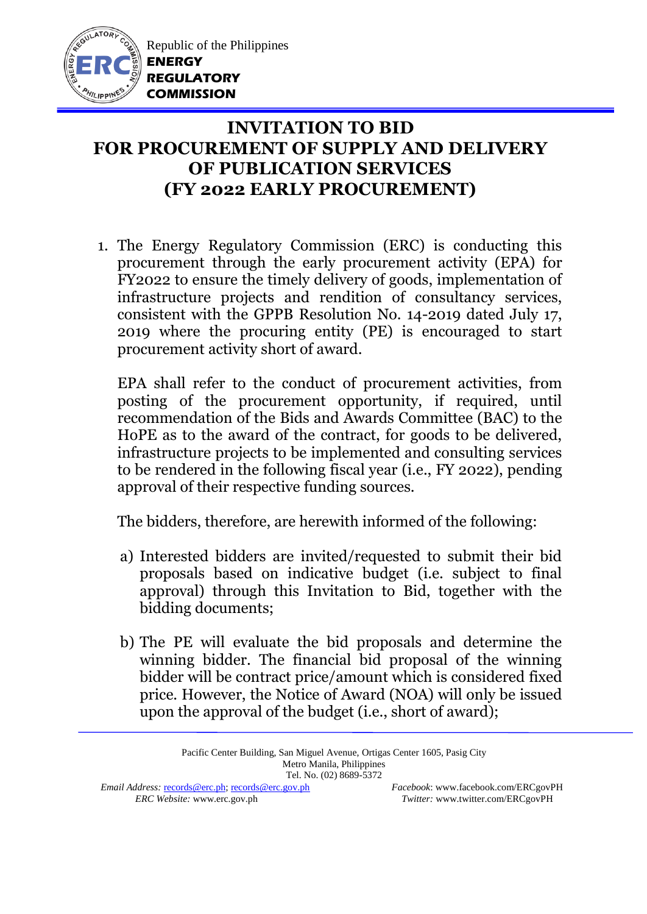Republic of the Philippines
**ENERGY REGULATORY COMMISSION**

# INVITATION TO BID FOR PROCUREMENT OF SUPPLY AND DELIVERY OF PUBLICATION SERVICES (FY 2022 EARLY PROCUREMENT)

1. The Energy Regulatory Commission (ERC) is conducting this procurement through the early procurement activity (EPA) for FY2022 to ensure the timely delivery of goods, implementation of infrastructure projects and rendition of consultancy services, consistent with the GPPB Resolution No. 14-2019 dated July 17, 2019 where the procuring entity (PE) is encouraged to start procurement activity short of award.

   EPA shall refer to the conduct of procurement activities, from posting of the procurement opportunity, if required, until recommendation of the Bids and Awards Committee (BAC) to the HoPE as to the award of the contract, for goods to be delivered, infrastructure projects to be implemented and consulting services to be rendered in the following fiscal year (i.e., FY 2022), pending approval of their respective funding sources.

   The bidders, therefore, are herewith informed of the following:

   a) Interested bidders are invited/requested to submit their bid proposals based on indicative budget (i.e. subject to final approval) through this Invitation to Bid, together with the bidding documents;

   b) The PE will evaluate the bid proposals and determine the winning bidder. The financial bid proposal of the winning bidder will be contract price/amount which is considered fixed price. However, the Notice of Award (NOA) will only be issued upon the approval of the budget (i.e., short of award);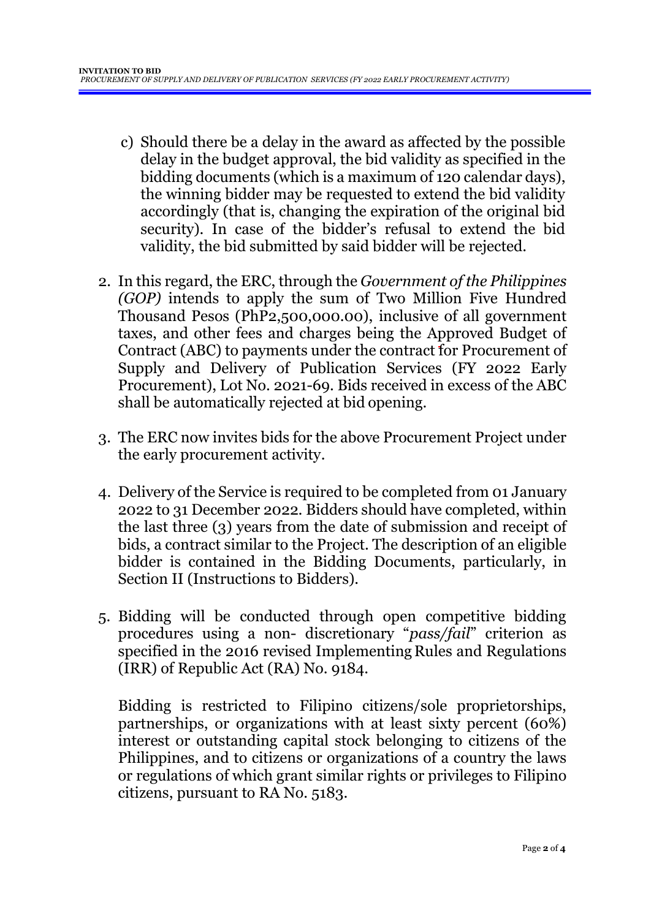c) Should there be a delay in the award as affected by the possible delay in the budget approval, the bid validity as specified in the bidding documents (which is a maximum of 120 calendar days), the winning bidder may be requested to extend the bid validity accordingly (that is, changing the expiration of the original bid security). In case of the bidder's refusal to extend the bid validity, the bid submitted by said bidder will be rejected.

2. In this regard, the ERC, through the *Government of the Philippines (GOP)* intends to apply the sum of Two Million Five Hundred Thousand Pesos (PhP2,500,000.00), inclusive of all government taxes, and other fees and charges being the Approved Budget of Contract (ABC) to payments under the contract for Procurement of Supply and Delivery of Publication Services (FY 2022 Early Procurement), Lot No. 2021-69. Bids received in excess of the ABC shall be automatically rejected at bid opening.

3. The ERC now invites bids for the above Procurement Project under the early procurement activity.

4. Delivery of the Service is required to be completed from 01 January 2022 to 31 December 2022. Bidders should have completed, within the last three (3) years from the date of submission and receipt of bids, a contract similar to the Project. The description of an eligible bidder is contained in the Bidding Documents, particularly, in Section II (Instructions to Bidders).

5. Bidding will be conducted through open competitive bidding procedures using a non- discretionary "*pass/fail*" criterion as specified in the 2016 revised Implementing Rules and Regulations (IRR) of Republic Act (RA) No. 9184.

   Bidding is restricted to Filipino citizens/sole proprietorships, partnerships, or organizations with at least sixty percent (60%) interest or outstanding capital stock belonging to citizens of the Philippines, and to citizens or organizations of a country the laws or regulations of which grant similar rights or privileges to Filipino citizens, pursuant to RA No. 5183.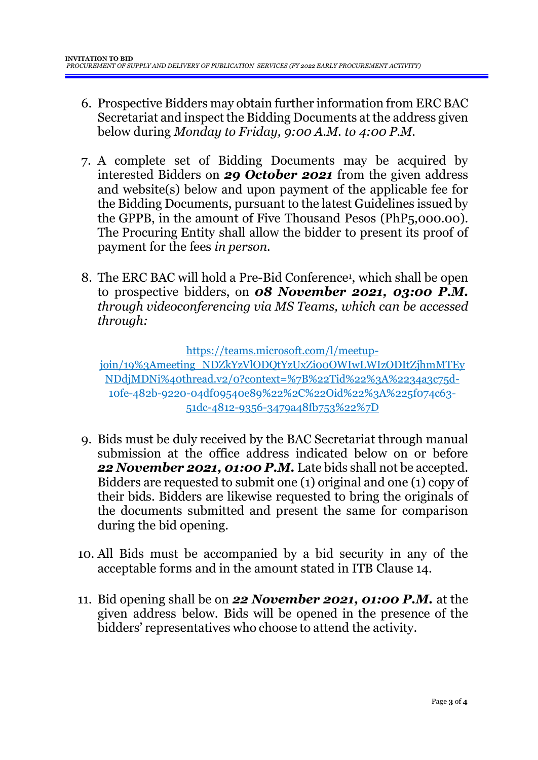6. Prospective Bidders may obtain further information from ERC BAC Secretariat and inspect the Bidding Documents at the address given below during *Monday to Friday, 9:00 A.M. to 4:00 P.M.*

7. A complete set of Bidding Documents may be acquired by interested Bidders on ***29 October 2021*** from the given address and website(s) below and upon payment of the applicable fee for the Bidding Documents, pursuant to the latest Guidelines issued by the GPPB, in the amount of Five Thousand Pesos (PhP5,000.00). The Procuring Entity shall allow the bidder to present its proof of payment for the fees *in person.*

8. The ERC BAC will hold a Pre-Bid Conference[1], which shall be open to prospective bidders, on ***08 November 2021, 03:00 P.M.*** *through videoconferencing via MS Teams, which can be accessed through:*

   [https://teams.microsoft.com/l/meetup-join/19%3Ameeting_NDZkYzVlODQtYzUxZi00OWIwLWIzODItZjhmMTEyNDdjMDNi%40thread.v2/0?context=%7B%22Tid%22%3A%2234a3c75d-10fe-482b-9220-04df09540e89%22%2C%22Oid%22%3A%225f074c63-51dc-4812-9356-3479a48fb753%22%7D](https://teams.microsoft.com/l/meetup-join/19%3Ameeting_NDZkYzVlODQtYzUxZi00OWIwLWIzODItZjhmMTEyNDdjMDNi%40thread.v2/0?context=%7B%22Tid%22%3A%2234a3c75d-10fe-482b-9220-04df09540e89%22%2C%22Oid%22%3A%225f074c63-51dc-4812-9356-3479a48fb753%22%7D)

9. Bids must be duly received by the BAC Secretariat through manual submission at the office address indicated below on or before ***22 November 2021, 01:00 P.M.*** Late bids shall not be accepted. Bidders are requested to submit one (1) original and one (1) copy of their bids. Bidders are likewise requested to bring the originals of the documents submitted and present the same for comparison during the bid opening.

10. All Bids must be accompanied by a bid security in any of the acceptable forms and in the amount stated in ITB Clause 14.

11. Bid opening shall be on ***22 November 2021, 01:00 P.M.*** at the given address below. Bids will be opened in the presence of the bidders' representatives who choose to attend the activity.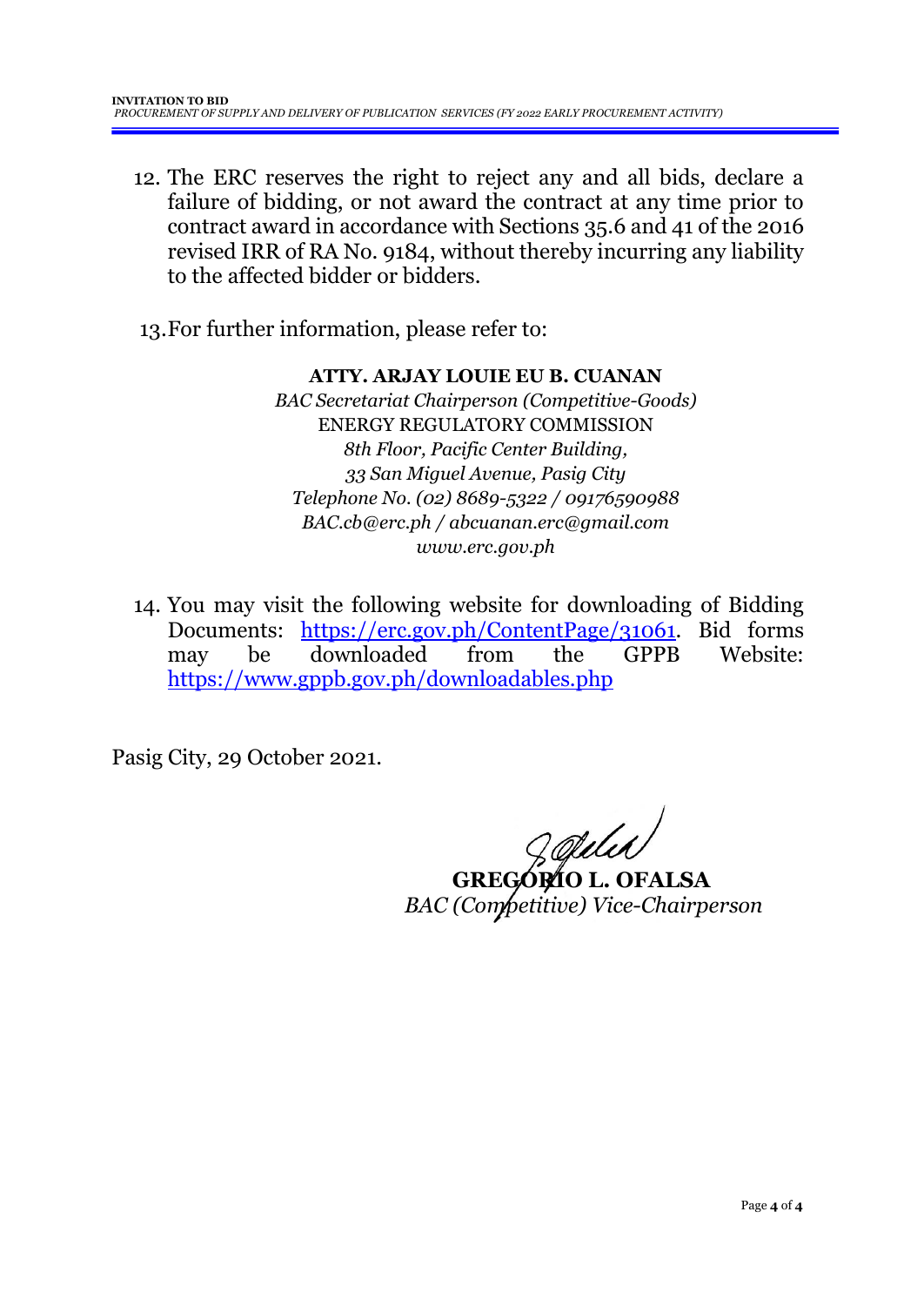12. The ERC reserves the right to reject any and all bids, declare a failure of bidding, or not award the contract at any time prior to contract award in accordance with Sections 35.6 and 41 of the 2016 revised IRR of RA No. 9184, without thereby incurring any liability to the affected bidder or bidders.

13. For further information, please refer to:

**ATTY. ARJAY LOUIE EU B. CUANAN**
*BAC Secretariat Chairperson (Competitive-Goods)*
ENERGY REGULATORY COMMISSION
*8th Floor, Pacific Center Building,*
*33 San Miguel Avenue, Pasig City*
*Telephone No. (02) 8689-5322 / 09176590988*
*BAC.cb@erc.ph / abcuanan.erc@gmail.com*
*www.erc.gov.ph*

14. You may visit the following website for downloading of Bidding Documents: https://erc.gov.ph/ContentPage/31061. Bid forms may be downloaded from the GPPB Website: https://www.gppb.gov.ph/downloadables.php

Pasig City, 29 October 2021.

**GREGORIO L. OFALSA**
*BAC (Competitive) Vice-Chairperson*